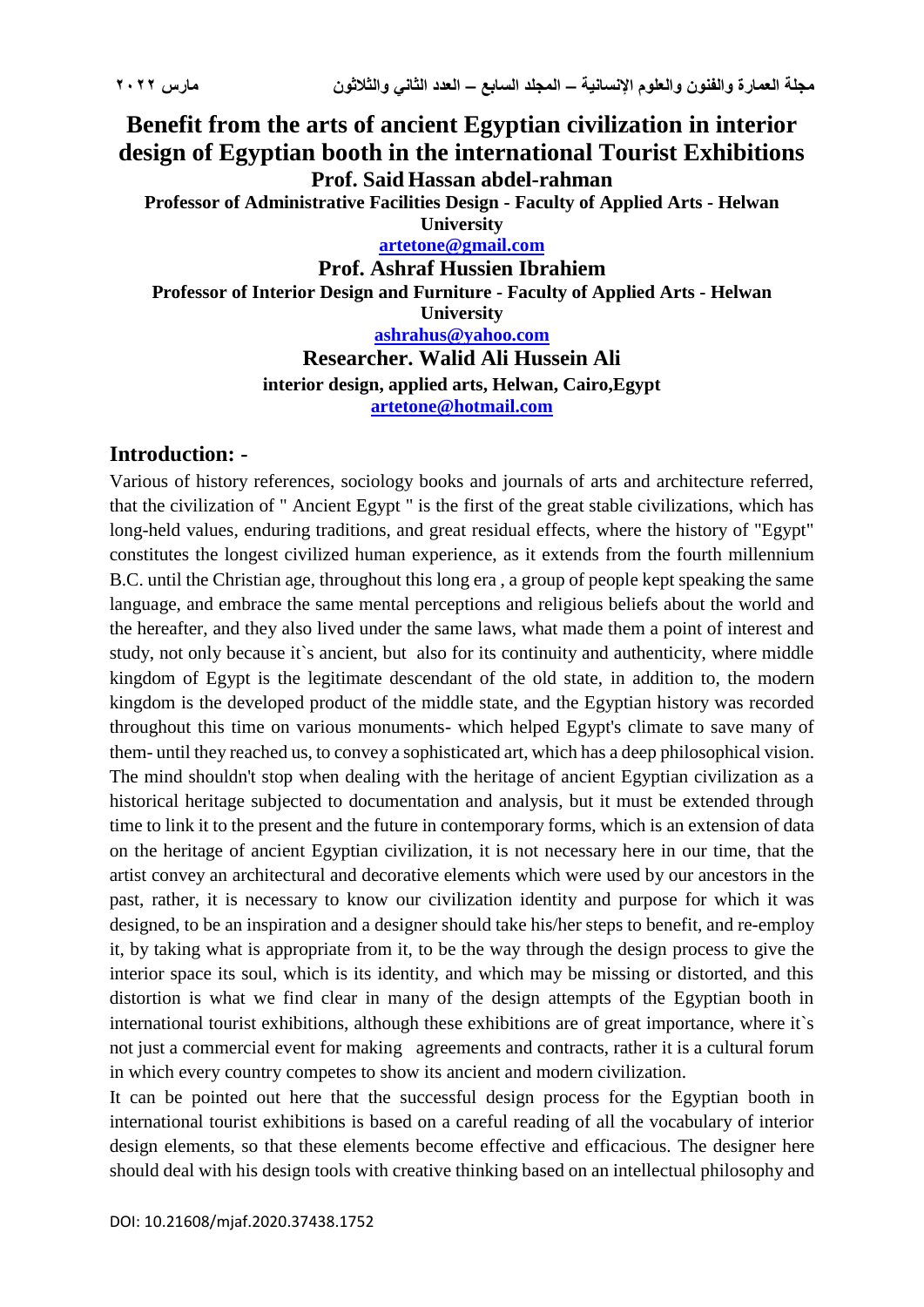# Benefit from the arts of ancient Egyptian civilization in interior design of Egyptian booth in the international Tourist Exhibitions

**Prof. Said Hassan abdel-rahman**

**Professor of Administrative Facilities Design - Faculty of Applied Arts - Helwan University**

**artetone@gmail.com**

**Prof. Ashraf Hussien Ibrahiem**

**Professor of Interior Design and Furniture - Faculty of Applied Arts - Helwan University**

**ashrahus@yahoo.com**

**Researcher. Walid Ali Hussein Ali**

**interior design, applied arts, Helwan, Cairo,Egypt**

**artetone@hotmail.com**

## Introduction: -

Various of history references, sociology books and journals of arts and architecture referred, that the civilization of " Ancient Egypt " is the first of the great stable civilizations, which has long-held values, enduring traditions, and great residual effects, where the history of "Egypt" constitutes the longest civilized human experience, as it extends from the fourth millennium B.C. until the Christian age, throughout this long era , a group of people kept speaking the same language, and embrace the same mental perceptions and religious beliefs about the world and the hereafter, and they also lived under the same laws, what made them a point of interest and study, not only because it`s ancient, but also for its continuity and authenticity, where middle kingdom of Egypt is the legitimate descendant of the old state, in addition to, the modern kingdom is the developed product of the middle state, and the Egyptian history was recorded throughout this time on various monuments- which helped Egypt's climate to save many of them- until they reached us, to convey a sophisticated art, which has a deep philosophical vision. The mind shouldn't stop when dealing with the heritage of ancient Egyptian civilization as a historical heritage subjected to documentation and analysis, but it must be extended through time to link it to the present and the future in contemporary forms, which is an extension of data on the heritage of ancient Egyptian civilization, it is not necessary here in our time, that the artist convey an architectural and decorative elements which were used by our ancestors in the past, rather, it is necessary to know our civilization identity and purpose for which it was designed, to be an inspiration and a designer should take his/her steps to benefit, and re-employ it, by taking what is appropriate from it, to be the way through the design process to give the interior space its soul, which is its identity, and which may be missing or distorted, and this distortion is what we find clear in many of the design attempts of the Egyptian booth in international tourist exhibitions, although these exhibitions are of great importance, where it`s not just a commercial event for making agreements and contracts, rather it is a cultural forum in which every country competes to show its ancient and modern civilization.

It can be pointed out here that the successful design process for the Egyptian booth in international tourist exhibitions is based on a careful reading of all the vocabulary of interior design elements, so that these elements become effective and efficacious. The designer here should deal with his design tools with creative thinking based on an intellectual philosophy and

DOI: 10.21608/mjaf.2020.37438.1752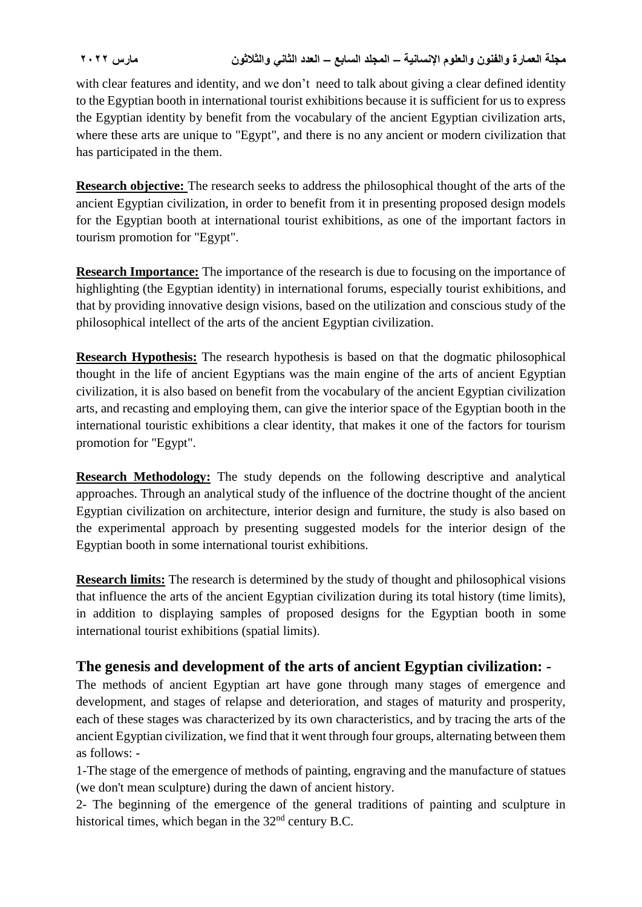with clear features and identity, and we don't need to talk about giving a clear defined identity to the Egyptian booth in international tourist exhibitions because it is sufficient for us to express the Egyptian identity by benefit from the vocabulary of the ancient Egyptian civilization arts, where these arts are unique to "Egypt", and there is no any ancient or modern civilization that has participated in the them.

**Research objective:** The research seeks to address the philosophical thought of the arts of the ancient Egyptian civilization, in order to benefit from it in presenting proposed design models for the Egyptian booth at international tourist exhibitions, as one of the important factors in tourism promotion for "Egypt".

**Research Importance:** The importance of the research is due to focusing on the importance of highlighting (the Egyptian identity) in international forums, especially tourist exhibitions, and that by providing innovative design visions, based on the utilization and conscious study of the philosophical intellect of the arts of the ancient Egyptian civilization.

**Research Hypothesis:** The research hypothesis is based on that the dogmatic philosophical thought in the life of ancient Egyptians was the main engine of the arts of ancient Egyptian civilization, it is also based on benefit from the vocabulary of the ancient Egyptian civilization arts, and recasting and employing them, can give the interior space of the Egyptian booth in the international touristic exhibitions a clear identity, that makes it one of the factors for tourism promotion for "Egypt".

**Research Methodology:** The study depends on the following descriptive and analytical approaches. Through an analytical study of the influence of the doctrine thought of the ancient Egyptian civilization on architecture, interior design and furniture, the study is also based on the experimental approach by presenting suggested models for the interior design of the Egyptian booth in some international tourist exhibitions.

**Research limits:** The research is determined by the study of thought and philosophical visions that influence the arts of the ancient Egyptian civilization during its total history (time limits), in addition to displaying samples of proposed designs for the Egyptian booth in some international tourist exhibitions (spatial limits).

## The genesis and development of the arts of ancient Egyptian civilization: -

The methods of ancient Egyptian art have gone through many stages of emergence and development, and stages of relapse and deterioration, and stages of maturity and prosperity, each of these stages was characterized by its own characteristics, and by tracing the arts of the ancient Egyptian civilization, we find that it went through four groups, alternating between them as follows: -

1-The stage of the emergence of methods of painting, engraving and the manufacture of statues (we don't mean sculpture) during the dawn of ancient history.

2- The beginning of the emergence of the general traditions of painting and sculpture in historical times, which began in the 32nd century B.C.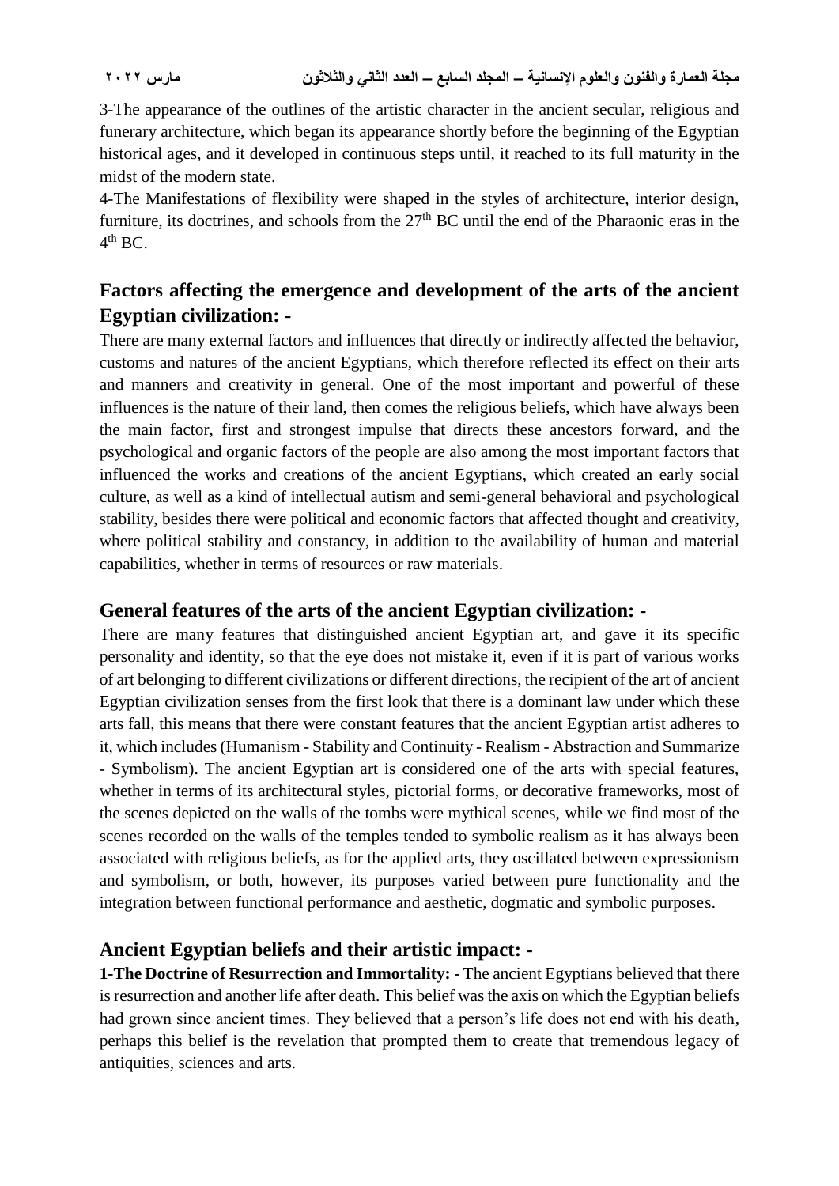3-The appearance of the outlines of the artistic character in the ancient secular, religious and funerary architecture, which began its appearance shortly before the beginning of the Egyptian historical ages, and it developed in continuous steps until, it reached to its full maturity in the midst of the modern state.

4-The Manifestations of flexibility were shaped in the styles of architecture, interior design, furniture, its doctrines, and schools from the 27th BC until the end of the Pharaonic eras in the 4th BC.

## Factors affecting the emergence and development of the arts of the ancient Egyptian civilization: -

There are many external factors and influences that directly or indirectly affected the behavior, customs and natures of the ancient Egyptians, which therefore reflected its effect on their arts and manners and creativity in general. One of the most important and powerful of these influences is the nature of their land, then comes the religious beliefs, which have always been the main factor, first and strongest impulse that directs these ancestors forward, and the psychological and organic factors of the people are also among the most important factors that influenced the works and creations of the ancient Egyptians, which created an early social culture, as well as a kind of intellectual autism and semi-general behavioral and psychological stability, besides there were political and economic factors that affected thought and creativity, where political stability and constancy, in addition to the availability of human and material capabilities, whether in terms of resources or raw materials.

## General features of the arts of the ancient Egyptian civilization: -

There are many features that distinguished ancient Egyptian art, and gave it its specific personality and identity, so that the eye does not mistake it, even if it is part of various works of art belonging to different civilizations or different directions, the recipient of the art of ancient Egyptian civilization senses from the first look that there is a dominant law under which these arts fall, this means that there were constant features that the ancient Egyptian artist adheres to it, which includes (Humanism - Stability and Continuity - Realism - Abstraction and Summarize - Symbolism). The ancient Egyptian art is considered one of the arts with special features, whether in terms of its architectural styles, pictorial forms, or decorative frameworks, most of the scenes depicted on the walls of the tombs were mythical scenes, while we find most of the scenes recorded on the walls of the temples tended to symbolic realism as it has always been associated with religious beliefs, as for the applied arts, they oscillated between expressionism and symbolism, or both, however, its purposes varied between pure functionality and the integration between functional performance and aesthetic, dogmatic and symbolic purposes.

## Ancient Egyptian beliefs and their artistic impact: -

**1-The Doctrine of Resurrection and Immortality: -** The ancient Egyptians believed that there is resurrection and another life after death. This belief was the axis on which the Egyptian beliefs had grown since ancient times. They believed that a person's life does not end with his death, perhaps this belief is the revelation that prompted them to create that tremendous legacy of antiquities, sciences and arts.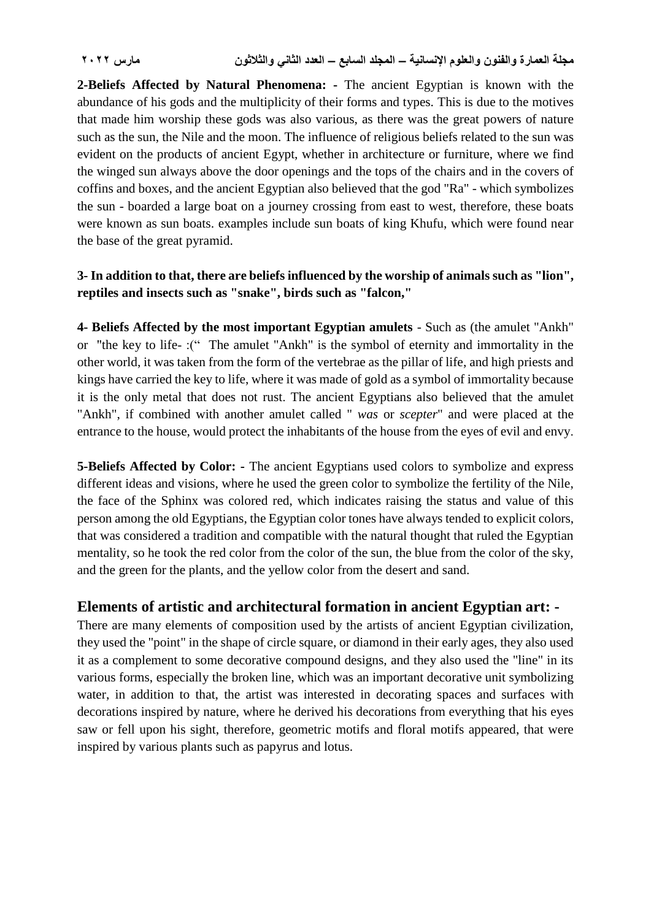**2-Beliefs Affected by Natural Phenomena: -** The ancient Egyptian is known with the abundance of his gods and the multiplicity of their forms and types. This is due to the motives that made him worship these gods was also various, as there was the great powers of nature such as the sun, the Nile and the moon. The influence of religious beliefs related to the sun was evident on the products of ancient Egypt, whether in architecture or furniture, where we find the winged sun always above the door openings and the tops of the chairs and in the covers of coffins and boxes, and the ancient Egyptian also believed that the god "Ra" - which symbolizes the sun - boarded a large boat on a journey crossing from east to west, therefore, these boats were known as sun boats. examples include sun boats of king Khufu, which were found near the base of the great pyramid.

**3- In addition to that, there are beliefs influenced by the worship of animals such as "lion", reptiles and insects such as "snake", birds such as "falcon,"**

**4- Beliefs Affected by the most important Egyptian amulets** - Such as (the amulet "Ankh" or "the key to life- :(" The amulet "Ankh" is the symbol of eternity and immortality in the other world, it was taken from the form of the vertebrae as the pillar of life, and high priests and kings have carried the key to life, where it was made of gold as a symbol of immortality because it is the only metal that does not rust. The ancient Egyptians also believed that the amulet "Ankh", if combined with another amulet called " *was* or *scepter*" and were placed at the entrance to the house, would protect the inhabitants of the house from the eyes of evil and envy.

**5-Beliefs Affected by Color: -** The ancient Egyptians used colors to symbolize and express different ideas and visions, where he used the green color to symbolize the fertility of the Nile, the face of the Sphinx was colored red, which indicates raising the status and value of this person among the old Egyptians, the Egyptian color tones have always tended to explicit colors, that was considered a tradition and compatible with the natural thought that ruled the Egyptian mentality, so he took the red color from the color of the sun, the blue from the color of the sky, and the green for the plants, and the yellow color from the desert and sand.

## Elements of artistic and architectural formation in ancient Egyptian art: -

There are many elements of composition used by the artists of ancient Egyptian civilization, they used the "point" in the shape of circle square, or diamond in their early ages, they also used it as a complement to some decorative compound designs, and they also used the "line" in its various forms, especially the broken line, which was an important decorative unit symbolizing water, in addition to that, the artist was interested in decorating spaces and surfaces with decorations inspired by nature, where he derived his decorations from everything that his eyes saw or fell upon his sight, therefore, geometric motifs and floral motifs appeared, that were inspired by various plants such as papyrus and lotus.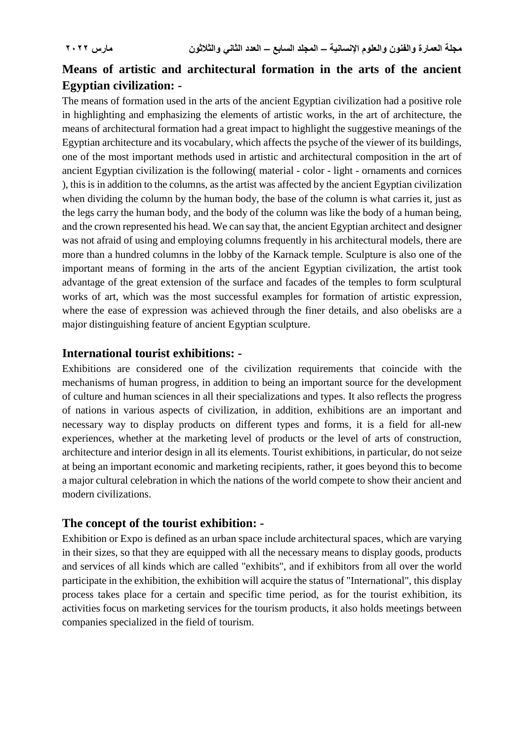## Means of artistic and architectural formation in the arts of the ancient Egyptian civilization: -

The means of formation used in the arts of the ancient Egyptian civilization had a positive role in highlighting and emphasizing the elements of artistic works, in the art of architecture, the means of architectural formation had a great impact to highlight the suggestive meanings of the Egyptian architecture and its vocabulary, which affects the psyche of the viewer of its buildings, one of the most important methods used in artistic and architectural composition in the art of ancient Egyptian civilization is the following( material - color - light - ornaments and cornices ), this is in addition to the columns, as the artist was affected by the ancient Egyptian civilization when dividing the column by the human body, the base of the column is what carries it, just as the legs carry the human body, and the body of the column was like the body of a human being, and the crown represented his head. We can say that, the ancient Egyptian architect and designer was not afraid of using and employing columns frequently in his architectural models, there are more than a hundred columns in the lobby of the Karnack temple. Sculpture is also one of the important means of forming in the arts of the ancient Egyptian civilization, the artist took advantage of the great extension of the surface and facades of the temples to form sculptural works of art, which was the most successful examples for formation of artistic expression, where the ease of expression was achieved through the finer details, and also obelisks are a major distinguishing feature of ancient Egyptian sculpture.

## International tourist exhibitions: -

Exhibitions are considered one of the civilization requirements that coincide with the mechanisms of human progress, in addition to being an important source for the development of culture and human sciences in all their specializations and types. It also reflects the progress of nations in various aspects of civilization, in addition, exhibitions are an important and necessary way to display products on different types and forms, it is a field for all-new experiences, whether at the marketing level of products or the level of arts of construction, architecture and interior design in all its elements. Tourist exhibitions, in particular, do not seize at being an important economic and marketing recipients, rather, it goes beyond this to become a major cultural celebration in which the nations of the world compete to show their ancient and modern civilizations.

## The concept of the tourist exhibition: -

Exhibition or Expo is defined as an urban space include architectural spaces, which are varying in their sizes, so that they are equipped with all the necessary means to display goods, products and services of all kinds which are called "exhibits", and if exhibitors from all over the world participate in the exhibition, the exhibition will acquire the status of "International", this display process takes place for a certain and specific time period, as for the tourist exhibition, its activities focus on marketing services for the tourism products, it also holds meetings between companies specialized in the field of tourism.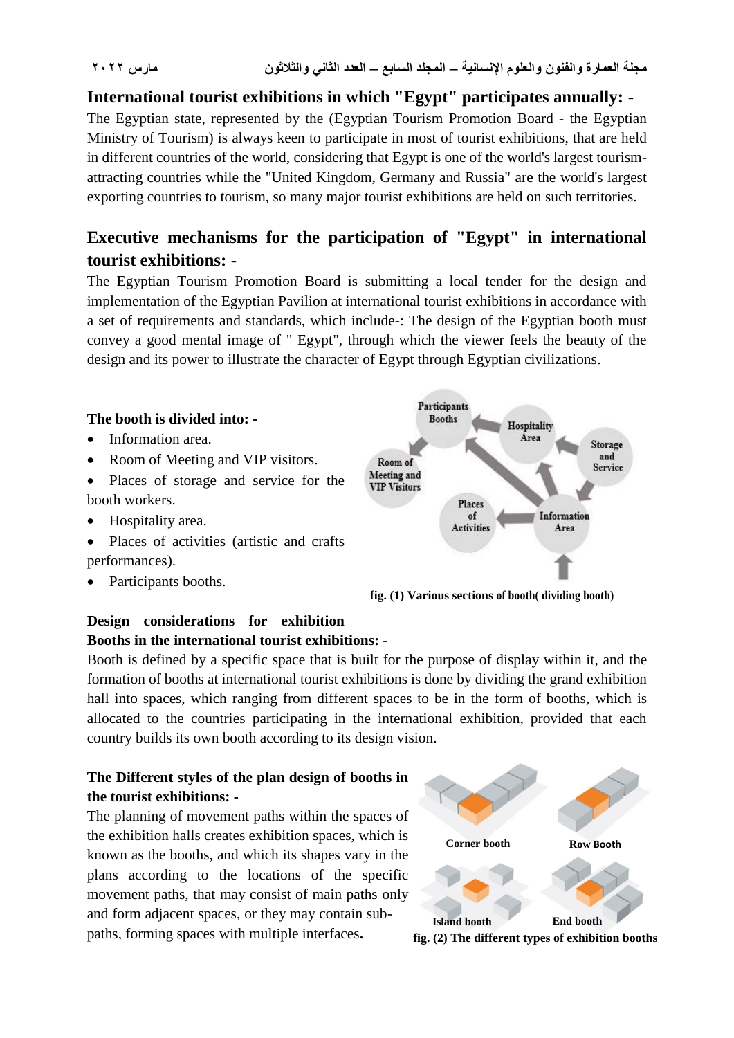## International tourist exhibitions in which "Egypt" participates annually: -

The Egyptian state, represented by the (Egyptian Tourism Promotion Board - the Egyptian Ministry of Tourism) is always keen to participate in most of tourist exhibitions, that are held in different countries of the world, considering that Egypt is one of the world's largest tourism-attracting countries while the "United Kingdom, Germany and Russia" are the world's largest exporting countries to tourism, so many major tourist exhibitions are held on such territories.

## Executive mechanisms for the participation of "Egypt" in international tourist exhibitions: -

The Egyptian Tourism Promotion Board is submitting a local tender for the design and implementation of the Egyptian Pavilion at international tourist exhibitions in accordance with a set of requirements and standards, which include-: The design of the Egyptian booth must convey a good mental image of " Egypt", through which the viewer feels the beauty of the design and its power to illustrate the character of Egypt through Egyptian civilizations.

**The booth is divided into: -**

- Information area.
- Room of Meeting and VIP visitors.
- Places of storage and service for the booth workers.
- Hospitality area.
- Places of activities (artistic and crafts performances).
- Participants booths.

**fig. (1) Various sections of booth( dividing booth)**

### Design considerations for exhibition Booths in the international tourist exhibitions: -

Booth is defined by a specific space that is built for the purpose of display within it, and the formation of booths at international tourist exhibitions is done by dividing the grand exhibition hall into spaces, which ranging from different spaces to be in the form of booths, which is allocated to the countries participating in the international exhibition, provided that each country builds its own booth according to its design vision.

### The Different styles of the plan design of booths in the tourist exhibitions: -

The planning of movement paths within the spaces of the exhibition halls creates exhibition spaces, which is known as the booths, and which its shapes vary in the plans according to the locations of the specific movement paths, that may consist of main paths only and form adjacent spaces, or they may contain sub-paths, forming spaces with multiple interfaces.

**fig. (2) The different types of exhibition booths**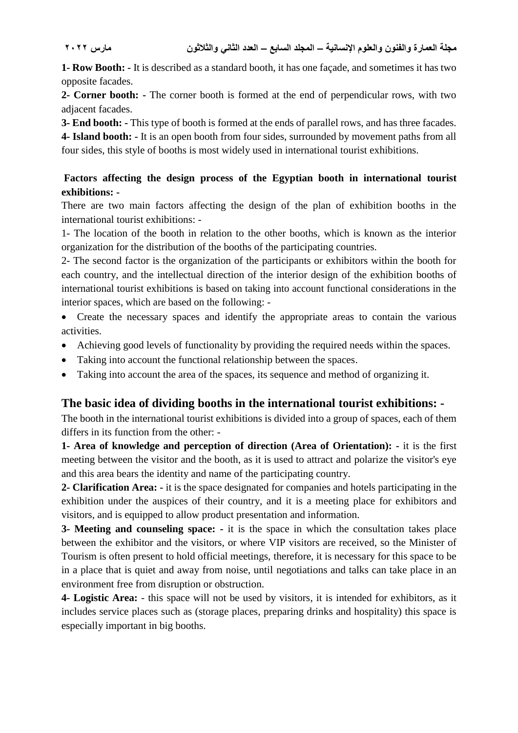**1- Row Booth: -** It is described as a standard booth, it has one façade, and sometimes it has two opposite facades.

**2- Corner booth: -** The corner booth is formed at the end of perpendicular rows, with two adjacent facades.

**3- End booth: -** This type of booth is formed at the ends of parallel rows, and has three facades.

**4- Island booth: -** It is an open booth from four sides, surrounded by movement paths from all four sides, this style of booths is most widely used in international tourist exhibitions.

**Factors affecting the design process of the Egyptian booth in international tourist exhibitions: -**

There are two main factors affecting the design of the plan of exhibition booths in the international tourist exhibitions: -

1- The location of the booth in relation to the other booths, which is known as the interior organization for the distribution of the booths of the participating countries.

2- The second factor is the organization of the participants or exhibitors within the booth for each country, and the intellectual direction of the interior design of the exhibition booths of international tourist exhibitions is based on taking into account functional considerations in the interior spaces, which are based on the following: -

- Create the necessary spaces and identify the appropriate areas to contain the various activities.
- Achieving good levels of functionality by providing the required needs within the spaces.
- Taking into account the functional relationship between the spaces.
- Taking into account the area of the spaces, its sequence and method of organizing it.

## The basic idea of dividing booths in the international tourist exhibitions: -

The booth in the international tourist exhibitions is divided into a group of spaces, each of them differs in its function from the other: -

**1- Area of knowledge and perception of direction (Area of Orientation): -** it is the first meeting between the visitor and the booth, as it is used to attract and polarize the visitor's eye and this area bears the identity and name of the participating country.

**2- Clarification Area: -** it is the space designated for companies and hotels participating in the exhibition under the auspices of their country, and it is a meeting place for exhibitors and visitors, and is equipped to allow product presentation and information.

**3- Meeting and counseling space: -** it is the space in which the consultation takes place between the exhibitor and the visitors, or where VIP visitors are received, so the Minister of Tourism is often present to hold official meetings, therefore, it is necessary for this space to be in a place that is quiet and away from noise, until negotiations and talks can take place in an environment free from disruption or obstruction.

**4- Logistic Area: -** this space will not be used by visitors, it is intended for exhibitors, as it includes service places such as (storage places, preparing drinks and hospitality) this space is especially important in big booths.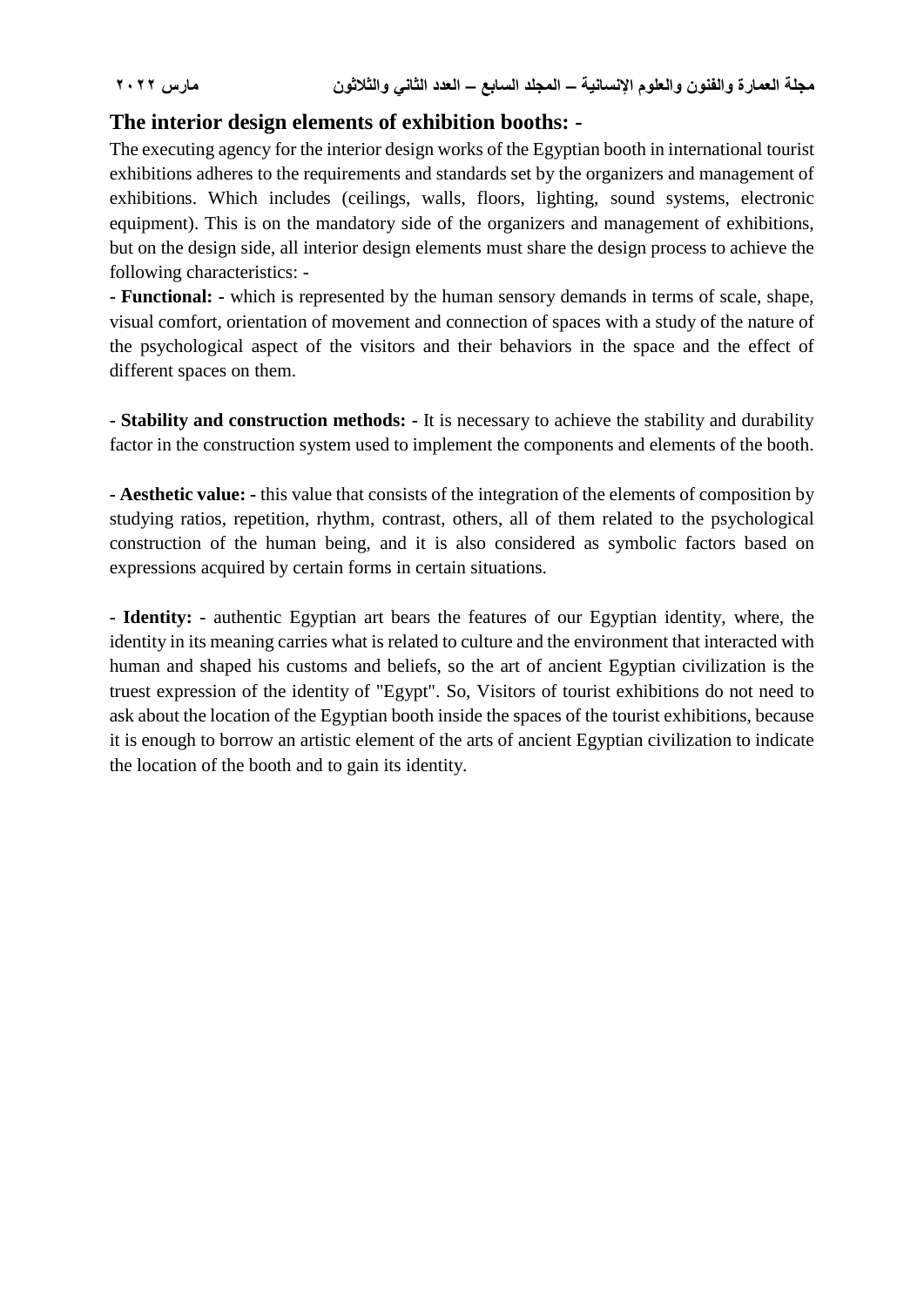## The interior design elements of exhibition booths: -

The executing agency for the interior design works of the Egyptian booth in international tourist exhibitions adheres to the requirements and standards set by the organizers and management of exhibitions. Which includes (ceilings, walls, floors, lighting, sound systems, electronic equipment). This is on the mandatory side of the organizers and management of exhibitions, but on the design side, all interior design elements must share the design process to achieve the following characteristics: -

**- Functional:** - which is represented by the human sensory demands in terms of scale, shape, visual comfort, orientation of movement and connection of spaces with a study of the nature of the psychological aspect of the visitors and their behaviors in the space and the effect of different spaces on them.

**- Stability and construction methods:** - It is necessary to achieve the stability and durability factor in the construction system used to implement the components and elements of the booth.

**- Aesthetic value:** - this value that consists of the integration of the elements of composition by studying ratios, repetition, rhythm, contrast, others, all of them related to the psychological construction of the human being, and it is also considered as symbolic factors based on expressions acquired by certain forms in certain situations.

**- Identity:** - authentic Egyptian art bears the features of our Egyptian identity, where, the identity in its meaning carries what is related to culture and the environment that interacted with human and shaped his customs and beliefs, so the art of ancient Egyptian civilization is the truest expression of the identity of "Egypt". So, Visitors of tourist exhibitions do not need to ask about the location of the Egyptian booth inside the spaces of the tourist exhibitions, because it is enough to borrow an artistic element of the arts of ancient Egyptian civilization to indicate the location of the booth and to gain its identity.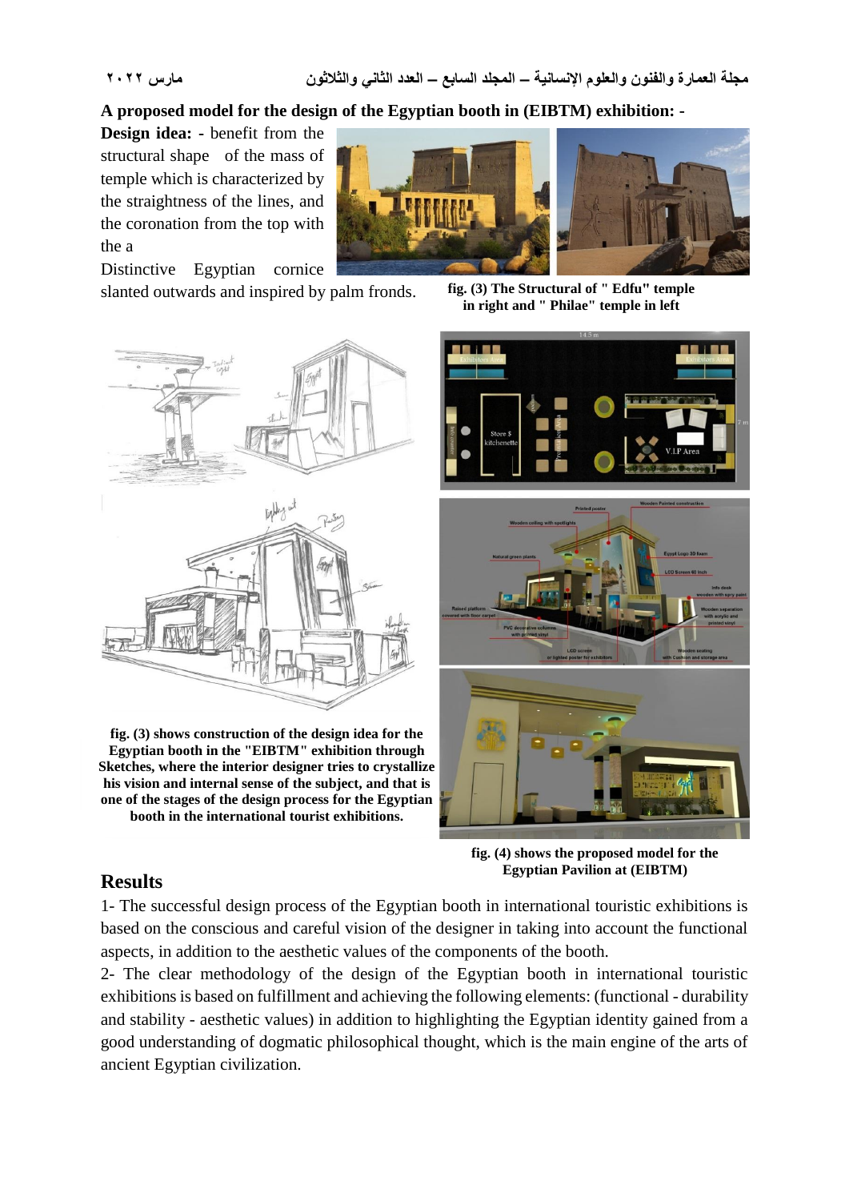**A proposed model for the design of the Egyptian booth in (EIBTM) exhibition: -**

**Design idea:** - benefit from the structural shape of the mass of temple which is characterized by the straightness of the lines, and the coronation from the top with the a Distinctive Egyptian cornice slanted outwards and inspired by palm fronds.

**fig. (3) The Structural of " Edfu" temple in right and " Philae" temple in left**

**fig. (3) shows construction of the design idea for the Egyptian booth in the "EIBTM" exhibition through Sketches, where the interior designer tries to crystallize his vision and internal sense of the subject, and that is one of the stages of the design process for the Egyptian booth in the international tourist exhibitions.**

**fig. (4) shows the proposed model for the Egyptian Pavilion at (EIBTM)**

## Results

1- The successful design process of the Egyptian booth in international touristic exhibitions is based on the conscious and careful vision of the designer in taking into account the functional aspects, in addition to the aesthetic values of the components of the booth.

2- The clear methodology of the design of the Egyptian booth in international touristic exhibitions is based on fulfillment and achieving the following elements: (functional - durability and stability - aesthetic values) in addition to highlighting the Egyptian identity gained from a good understanding of dogmatic philosophical thought, which is the main engine of the arts of ancient Egyptian civilization.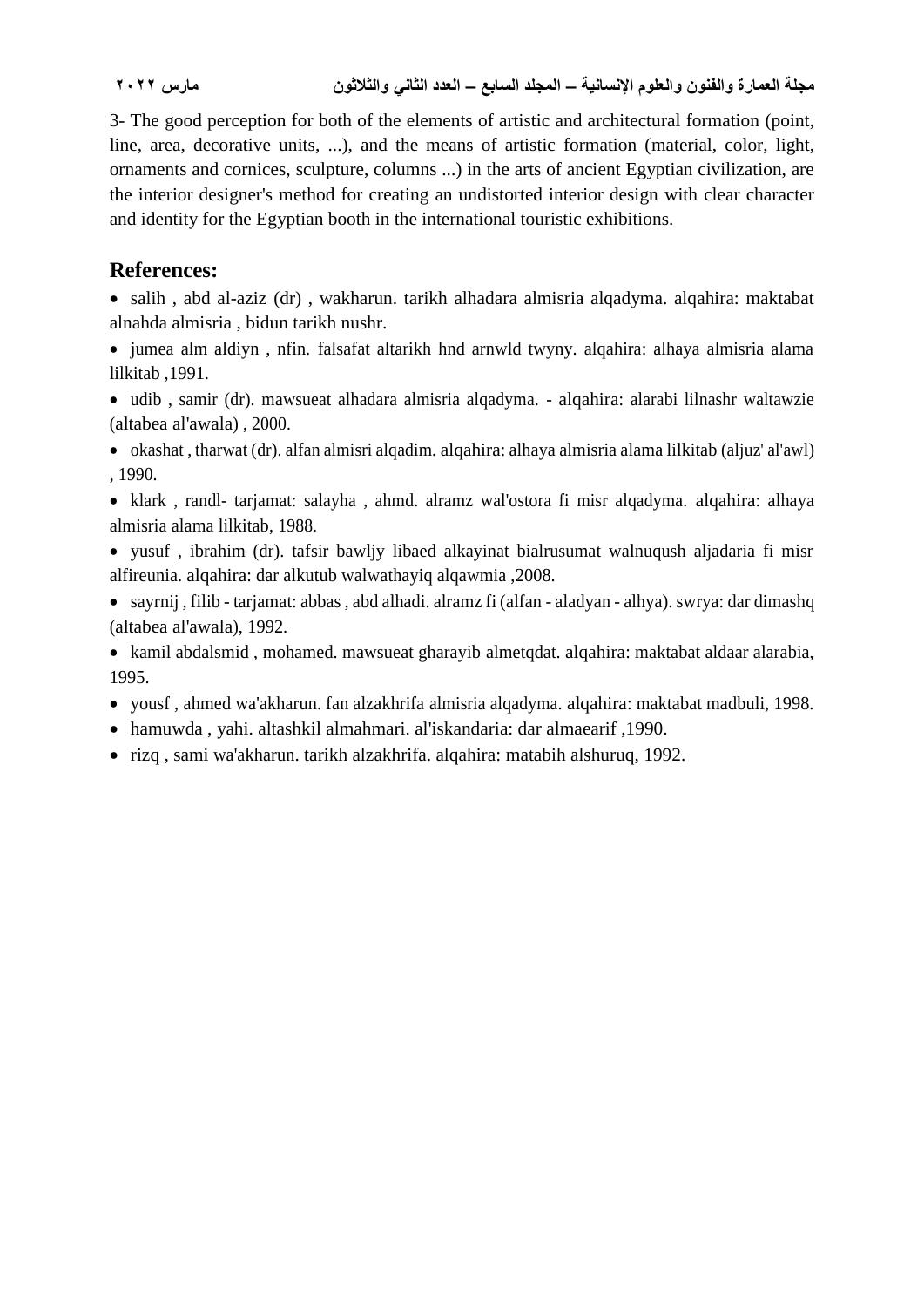3- The good perception for both of the elements of artistic and architectural formation (point, line, area, decorative units, ...), and the means of artistic formation (material, color, light, ornaments and cornices, sculpture, columns ...) in the arts of ancient Egyptian civilization, are the interior designer's method for creating an undistorted interior design with clear character and identity for the Egyptian booth in the international touristic exhibitions.

## References:

- salih , abd al-aziz (dr) , wakharun. tarikh alhadara almisria alqadyma. alqahira: maktabat alnahda almisria , bidun tarikh nushr.
- jumea alm aldiyn , nfin. falsafat altarikh hnd arnwld twyny. alqahira: alhaya almisria alama lilkitab ,1991.
- udib , samir (dr). mawsueat alhadara almisria alqadyma. - alqahira: alarabi lilnashr waltawzie (altabea al'awala) , 2000.
- okashat , tharwat (dr). alfan almisri alqadim. alqahira: alhaya almisria alama lilkitab (aljuz' al'awl) , 1990.
- klark , randl- tarjamat: salayha , ahmd. alramz wal'ostora fi misr alqadyma. alqahira: alhaya almisria alama lilkitab, 1988.
- yusuf , ibrahim (dr). tafsir bawljy libaed alkayinat bialrusumat walnuqush aljadaria fi misr alfireunia. alqahira: dar alkutub walwathayiq alqawmia ,2008.
- sayrnij , filib - tarjamat: abbas , abd alhadi. alramz fi (alfan - aladyan - alhya). swrya: dar dimashq (altabea al'awala), 1992.
- kamil abdalsmid , mohamed. mawsueat gharayib almetqdat. alqahira: maktabat aldaar alarabia, 1995.
- yousf , ahmed wa'akharun. fan alzakhrifa almisria alqadyma. alqahira: maktabat madbuli, 1998.
- hamuwda , yahi. altashkil almahmari. al'iskandaria: dar almaearif ,1990.
- rizq , sami wa'akharun. tarikh alzakhrifa. alqahira: matabih alshuruq, 1992.